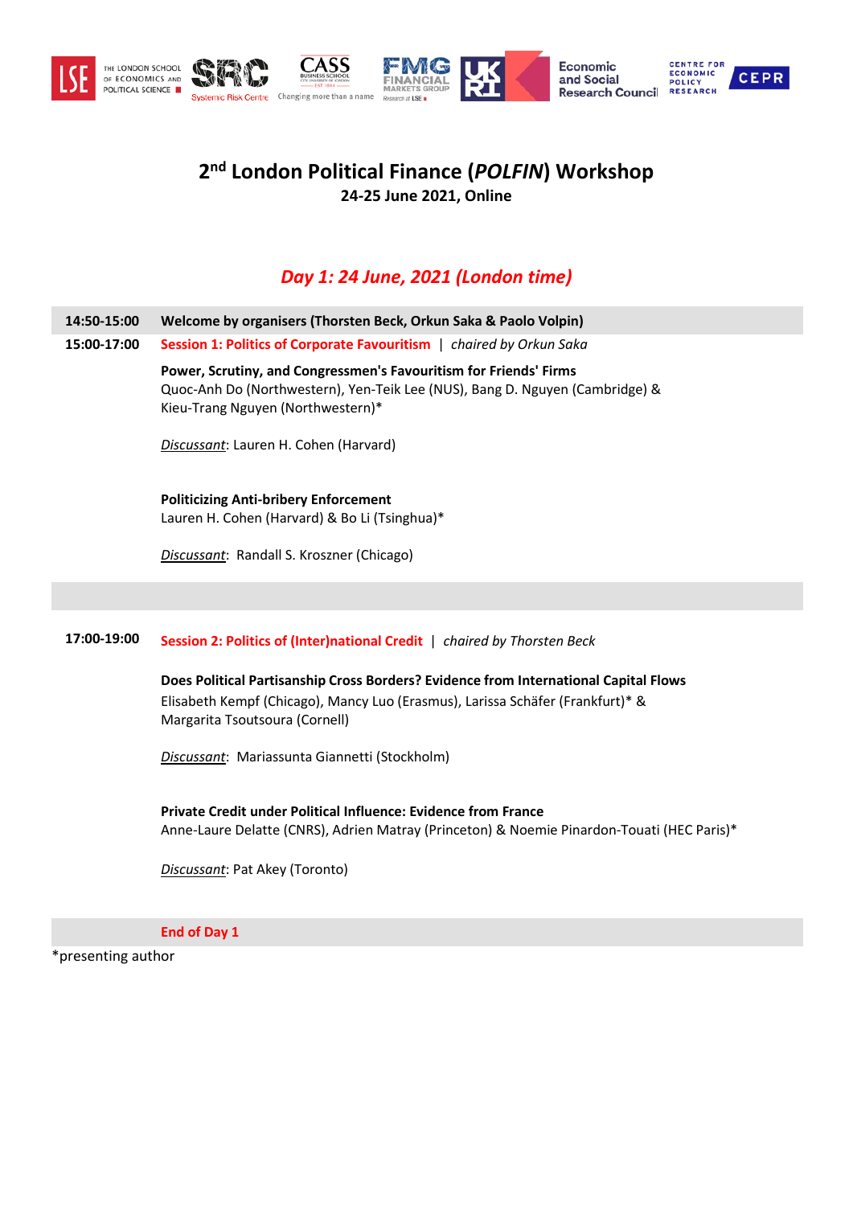# 2nd London Political Finance (*POLFIN*) Workshop

**24-25 June 2021, Online**

## *Day 1: 24 June, 2021 (London time)*

**14:50-15:00** **Welcome by organisers (Thorsten Beck, Orkun Saka & Paolo Volpin)**

**15:00-17:00** **Session 1: Politics of Corporate Favouritism** | *chaired by Orkun Saka*

**Power, Scrutiny, and Congressmen's Favouritism for Friends' Firms**
Quoc-Anh Do (Northwestern), Yen-Teik Lee (NUS), Bang D. Nguyen (Cambridge) & Kieu-Trang Nguyen (Northwestern)*

*Discussant*: Lauren H. Cohen (Harvard)

**Politicizing Anti-bribery Enforcement**
Lauren H. Cohen (Harvard) & Bo Li (Tsinghua)*

*Discussant*: Randall S. Kroszner (Chicago)

**17:00-19:00** **Session 2: Politics of (Inter)national Credit** | *chaired by Thorsten Beck*

**Does Political Partisanship Cross Borders? Evidence from International Capital Flows**
Elisabeth Kempf (Chicago), Mancy Luo (Erasmus), Larissa Schäfer (Frankfurt)* & Margarita Tsoutsoura (Cornell)

*Discussant*: Mariassunta Giannetti (Stockholm)

**Private Credit under Political Influence: Evidence from France**
Anne-Laure Delatte (CNRS), Adrien Matray (Princeton) & Noemie Pinardon-Touati (HEC Paris)*

*Discussant*: Pat Akey (Toronto)

**End of Day 1**

*presenting author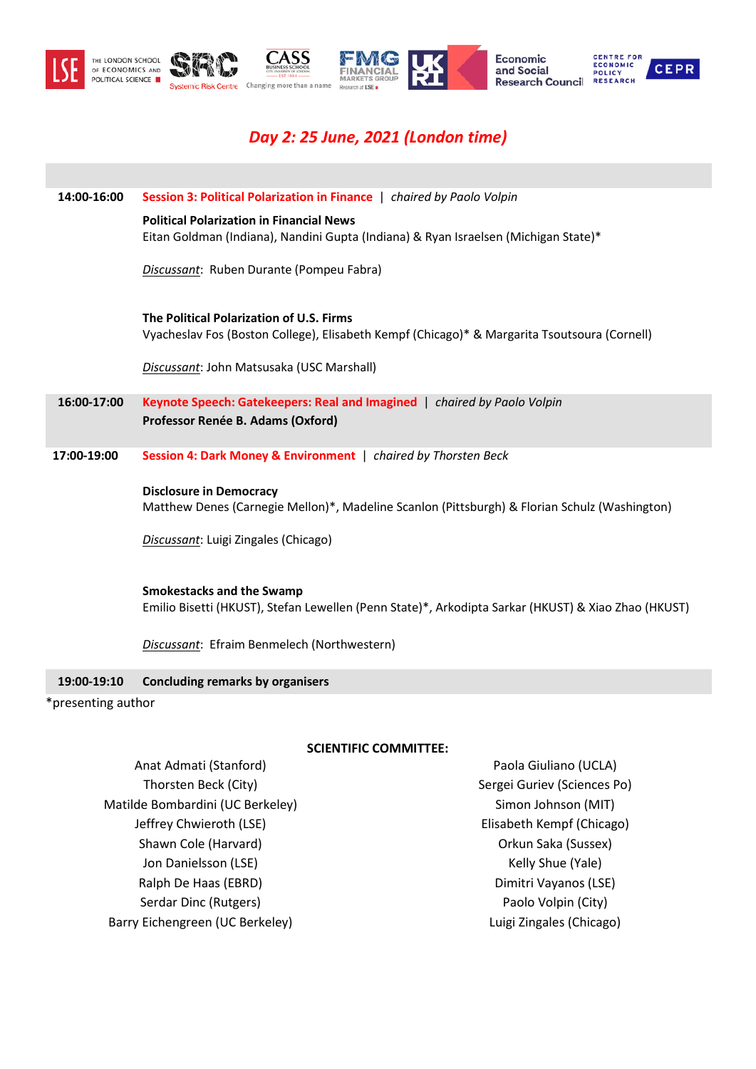## *Day 2: 25 June, 2021 (London time)*

**14:00-16:00** **Session 3: Political Polarization in Finance** | *chaired by Paolo Volpin*

**Political Polarization in Financial News**
Eitan Goldman (Indiana), Nandini Gupta (Indiana) & Ryan Israelsen (Michigan State)*

*Discussant*: Ruben Durante (Pompeu Fabra)

**The Political Polarization of U.S. Firms**
Vyacheslav Fos (Boston College), Elisabeth Kempf (Chicago)* & Margarita Tsoutsoura (Cornell)

*Discussant*: John Matsusaka (USC Marshall)

**16:00-17:00** **Keynote Speech: Gatekeepers: Real and Imagined** | *chaired by Paolo Volpin*
**Professor Renée B. Adams (Oxford)**

**17:00-19:00** **Session 4: Dark Money & Environment** | *chaired by Thorsten Beck*

**Disclosure in Democracy**
Matthew Denes (Carnegie Mellon)*, Madeline Scanlon (Pittsburgh) & Florian Schulz (Washington)

*Discussant*: Luigi Zingales (Chicago)

**Smokestacks and the Swamp**
Emilio Bisetti (HKUST), Stefan Lewellen (Penn State)*, Arkodipta Sarkar (HKUST) & Xiao Zhao (HKUST)

*Discussant*: Efraim Benmelech (Northwestern)

**19:00-19:10** **Concluding remarks by organisers**

*presenting author

**SCIENTIFIC COMMITTEE:**

Anat Admati (Stanford)
Thorsten Beck (City)
Matilde Bombardini (UC Berkeley)
Jeffrey Chwieroth (LSE)
Shawn Cole (Harvard)
Jon Danielsson (LSE)
Ralph De Haas (EBRD)
Serdar Dinc (Rutgers)
Barry Eichengreen (UC Berkeley)
Paola Giuliano (UCLA)
Sergei Guriev (Sciences Po)
Simon Johnson (MIT)
Elisabeth Kempf (Chicago)
Orkun Saka (Sussex)
Kelly Shue (Yale)
Dimitri Vayanos (LSE)
Paolo Volpin (City)
Luigi Zingales (Chicago)